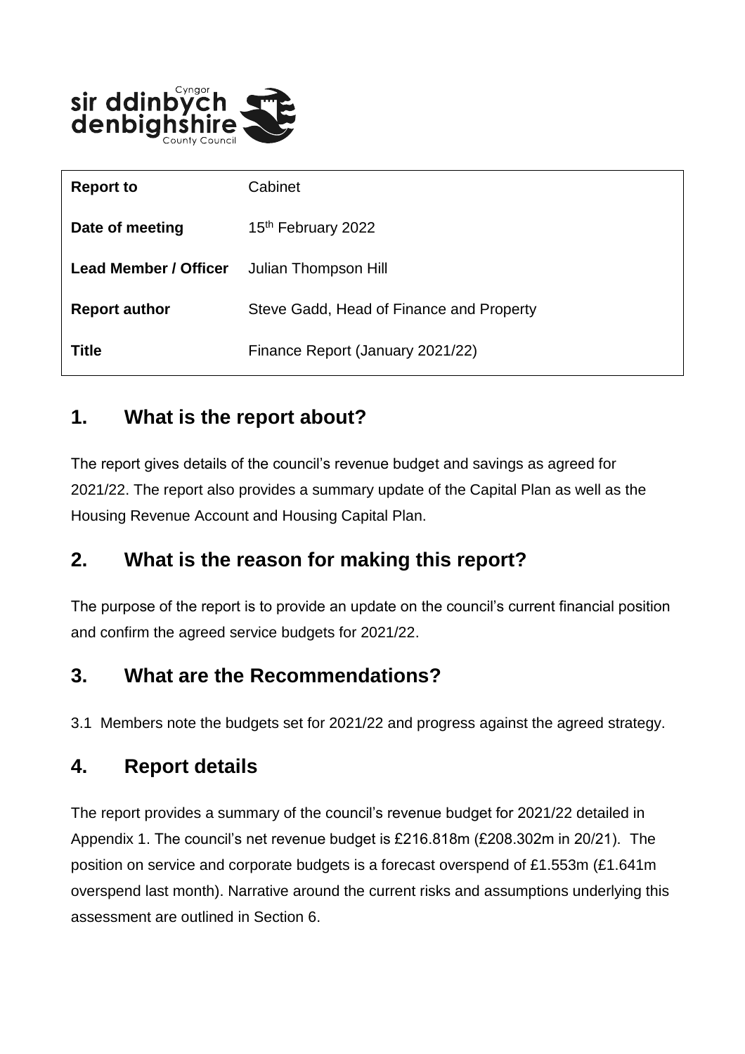| **Report to** | Cabinet |
| --- | --- |
| **Date of meeting** | 15th February 2022 |
| **Lead Member / Officer** | Julian Thompson Hill |
| **Report author** | Steve Gadd, Head of Finance and Property |
| **Title** | Finance Report (January 2021/22) |

## 1. What is the report about?

The report gives details of the council's revenue budget and savings as agreed for 2021/22. The report also provides a summary update of the Capital Plan as well as the Housing Revenue Account and Housing Capital Plan.

## 2. What is the reason for making this report?

The purpose of the report is to provide an update on the council's current financial position and confirm the agreed service budgets for 2021/22.

## 3. What are the Recommendations?

3.1 Members note the budgets set for 2021/22 and progress against the agreed strategy.

## 4. Report details

The report provides a summary of the council's revenue budget for 2021/22 detailed in Appendix 1. The council's net revenue budget is £216.818m (£208.302m in 20/21). The position on service and corporate budgets is a forecast overspend of £1.553m (£1.641m overspend last month). Narrative around the current risks and assumptions underlying this assessment are outlined in Section 6.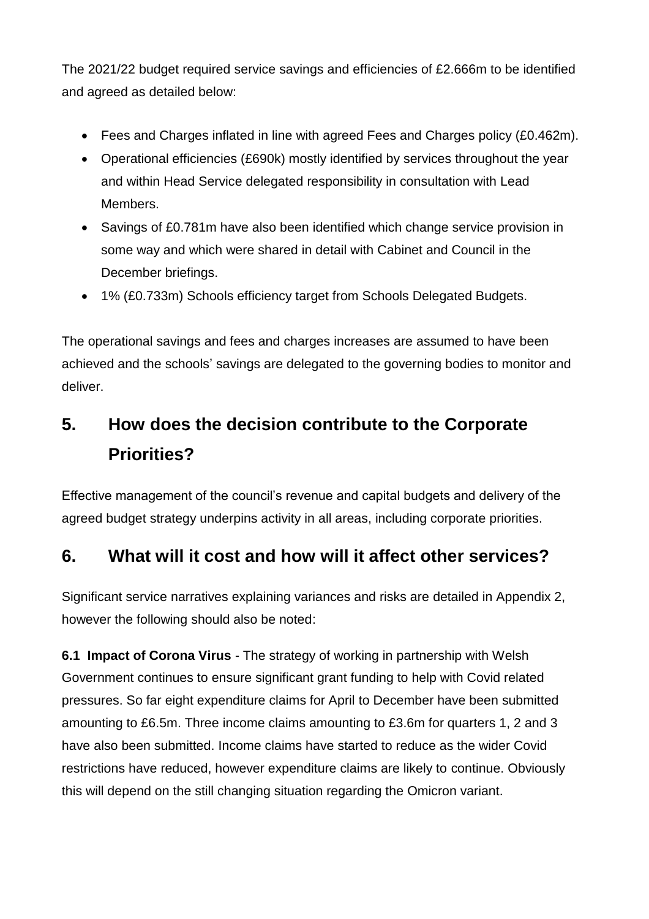The 2021/22 budget required service savings and efficiencies of £2.666m to be identified and agreed as detailed below:

- Fees and Charges inflated in line with agreed Fees and Charges policy (£0.462m).
- Operational efficiencies (£690k) mostly identified by services throughout the year and within Head Service delegated responsibility in consultation with Lead Members.
- Savings of £0.781m have also been identified which change service provision in some way and which were shared in detail with Cabinet and Council in the December briefings.
- 1% (£0.733m) Schools efficiency target from Schools Delegated Budgets.

The operational savings and fees and charges increases are assumed to have been achieved and the schools' savings are delegated to the governing bodies to monitor and deliver.

## 5. How does the decision contribute to the Corporate Priorities?

Effective management of the council's revenue and capital budgets and delivery of the agreed budget strategy underpins activity in all areas, including corporate priorities.

## 6. What will it cost and how will it affect other services?

Significant service narratives explaining variances and risks are detailed in Appendix 2, however the following should also be noted:

**6.1 Impact of Corona Virus** - The strategy of working in partnership with Welsh Government continues to ensure significant grant funding to help with Covid related pressures. So far eight expenditure claims for April to December have been submitted amounting to £6.5m. Three income claims amounting to £3.6m for quarters 1, 2 and 3 have also been submitted. Income claims have started to reduce as the wider Covid restrictions have reduced, however expenditure claims are likely to continue. Obviously this will depend on the still changing situation regarding the Omicron variant.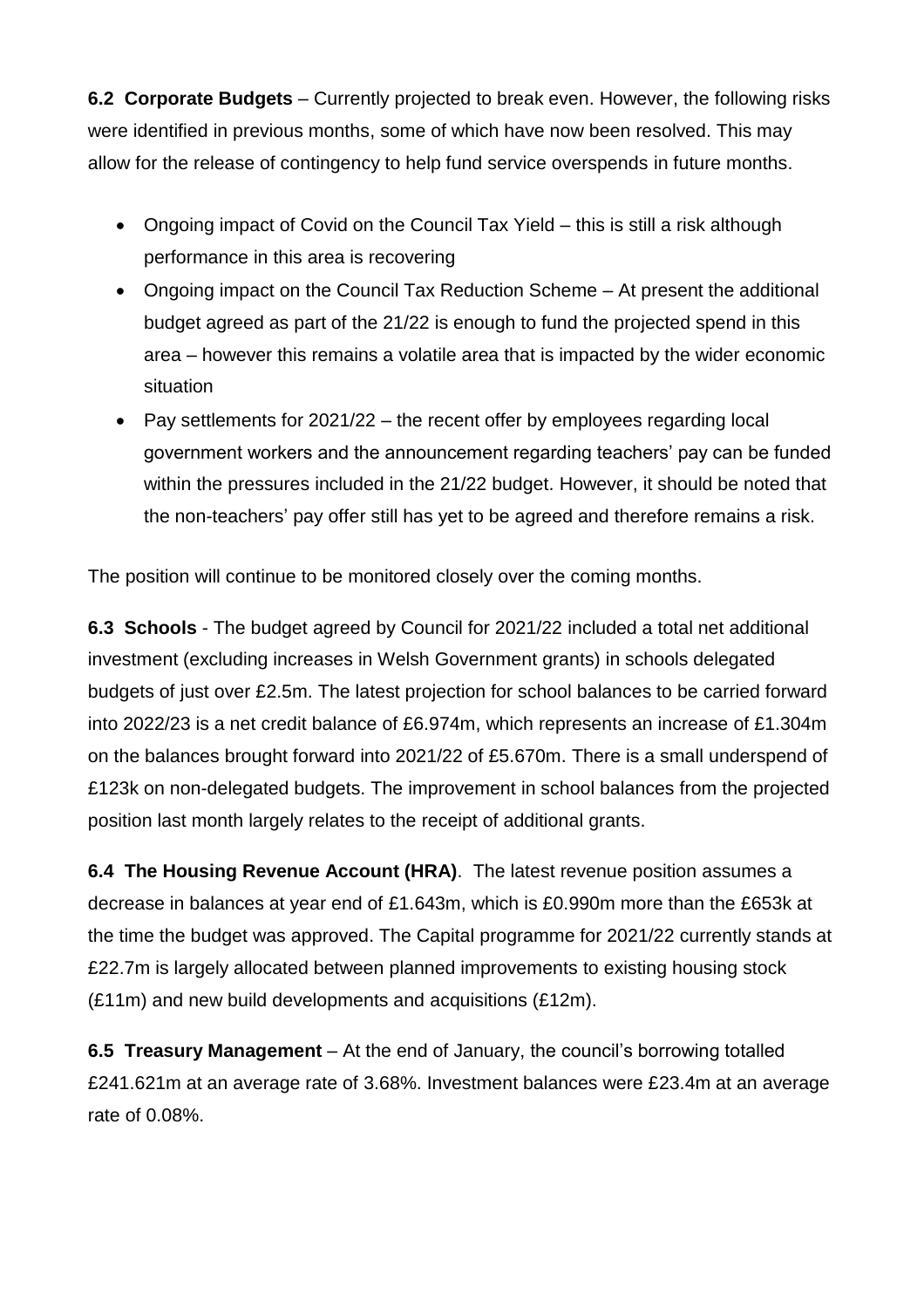**6.2 Corporate Budgets** – Currently projected to break even. However, the following risks were identified in previous months, some of which have now been resolved. This may allow for the release of contingency to help fund service overspends in future months.

- Ongoing impact of Covid on the Council Tax Yield – this is still a risk although performance in this area is recovering
- Ongoing impact on the Council Tax Reduction Scheme – At present the additional budget agreed as part of the 21/22 is enough to fund the projected spend in this area – however this remains a volatile area that is impacted by the wider economic situation
- Pay settlements for 2021/22 – the recent offer by employees regarding local government workers and the announcement regarding teachers' pay can be funded within the pressures included in the 21/22 budget. However, it should be noted that the non-teachers' pay offer still has yet to be agreed and therefore remains a risk.

The position will continue to be monitored closely over the coming months.

**6.3 Schools** - The budget agreed by Council for 2021/22 included a total net additional investment (excluding increases in Welsh Government grants) in schools delegated budgets of just over £2.5m. The latest projection for school balances to be carried forward into 2022/23 is a net credit balance of £6.974m, which represents an increase of £1.304m on the balances brought forward into 2021/22 of £5.670m. There is a small underspend of £123k on non-delegated budgets. The improvement in school balances from the projected position last month largely relates to the receipt of additional grants.

**6.4 The Housing Revenue Account (HRA)**. The latest revenue position assumes a decrease in balances at year end of £1.643m, which is £0.990m more than the £653k at the time the budget was approved. The Capital programme for 2021/22 currently stands at £22.7m is largely allocated between planned improvements to existing housing stock (£11m) and new build developments and acquisitions (£12m).

**6.5 Treasury Management** – At the end of January, the council's borrowing totalled £241.621m at an average rate of 3.68%. Investment balances were £23.4m at an average rate of 0.08%.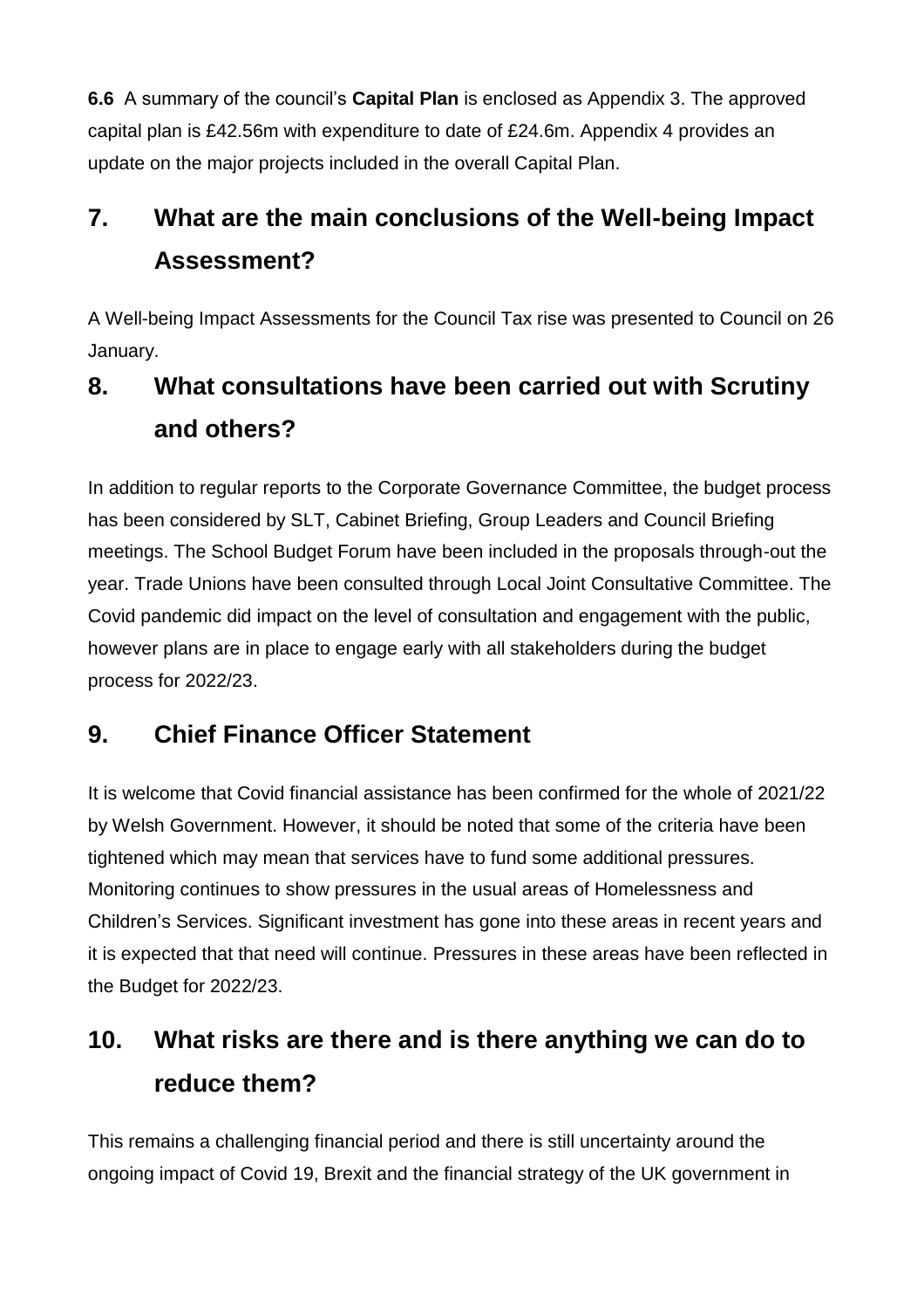**6.6** A summary of the council's **Capital Plan** is enclosed as Appendix 3. The approved capital plan is £42.56m with expenditure to date of £24.6m. Appendix 4 provides an update on the major projects included in the overall Capital Plan.

## 7. What are the main conclusions of the Well-being Impact Assessment?

A Well-being Impact Assessments for the Council Tax rise was presented to Council on 26 January.

## 8. What consultations have been carried out with Scrutiny and others?

In addition to regular reports to the Corporate Governance Committee, the budget process has been considered by SLT, Cabinet Briefing, Group Leaders and Council Briefing meetings. The School Budget Forum have been included in the proposals through-out the year. Trade Unions have been consulted through Local Joint Consultative Committee. The Covid pandemic did impact on the level of consultation and engagement with the public, however plans are in place to engage early with all stakeholders during the budget process for 2022/23.

## 9. Chief Finance Officer Statement

It is welcome that Covid financial assistance has been confirmed for the whole of 2021/22 by Welsh Government. However, it should be noted that some of the criteria have been tightened which may mean that services have to fund some additional pressures. Monitoring continues to show pressures in the usual areas of Homelessness and Children's Services. Significant investment has gone into these areas in recent years and it is expected that that need will continue. Pressures in these areas have been reflected in the Budget for 2022/23.

## 10. What risks are there and is there anything we can do to reduce them?

This remains a challenging financial period and there is still uncertainty around the ongoing impact of Covid 19, Brexit and the financial strategy of the UK government in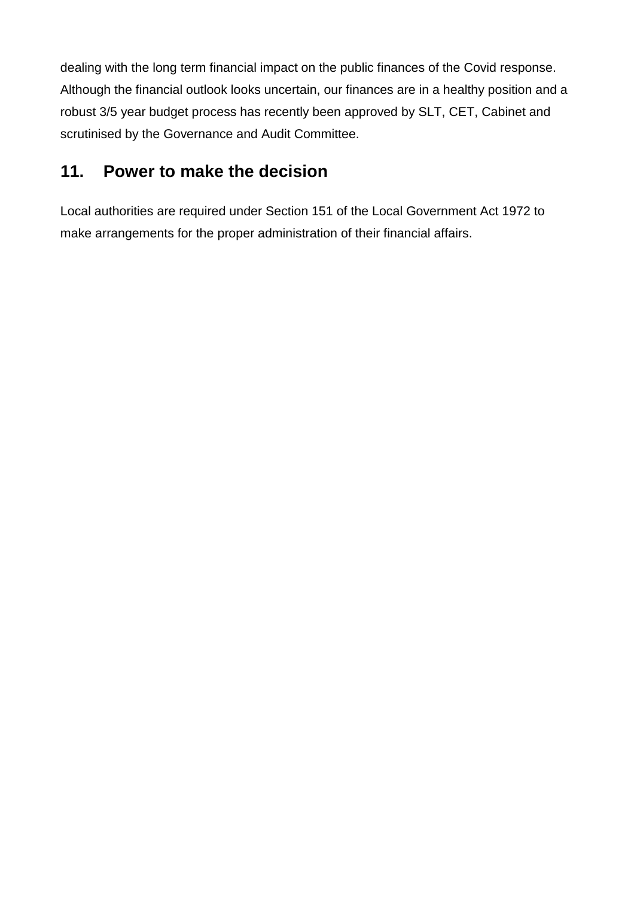dealing with the long term financial impact on the public finances of the Covid response. Although the financial outlook looks uncertain, our finances are in a healthy position and a robust 3/5 year budget process has recently been approved by SLT, CET, Cabinet and scrutinised by the Governance and Audit Committee.

## 11. Power to make the decision

Local authorities are required under Section 151 of the Local Government Act 1972 to make arrangements for the proper administration of their financial affairs.